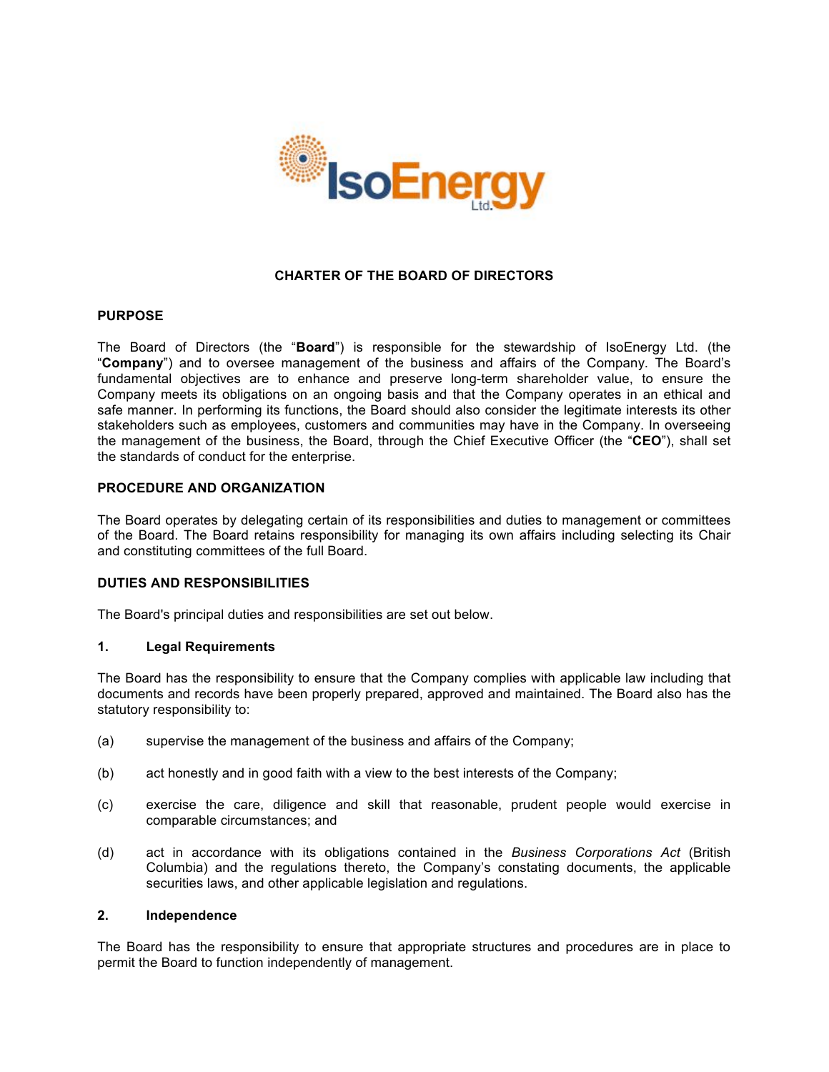# CHARTER OF THE BOARD OF DIRECTORS

## PURPOSE

The Board of Directors (the "**Board**") is responsible for the stewardship of IsoEnergy Ltd. (the "**Company**") and to oversee management of the business and affairs of the Company. The Board's fundamental objectives are to enhance and preserve long-term shareholder value, to ensure the Company meets its obligations on an ongoing basis and that the Company operates in an ethical and safe manner. In performing its functions, the Board should also consider the legitimate interests its other stakeholders such as employees, customers and communities may have in the Company. In overseeing the management of the business, the Board, through the Chief Executive Officer (the "**CEO**"), shall set the standards of conduct for the enterprise.

## PROCEDURE AND ORGANIZATION

The Board operates by delegating certain of its responsibilities and duties to management or committees of the Board. The Board retains responsibility for managing its own affairs including selecting its Chair and constituting committees of the full Board.

## DUTIES AND RESPONSIBILITIES

The Board's principal duties and responsibilities are set out below.

### 1. Legal Requirements

The Board has the responsibility to ensure that the Company complies with applicable law including that documents and records have been properly prepared, approved and maintained. The Board also has the statutory responsibility to:

(a) supervise the management of the business and affairs of the Company;

(b) act honestly and in good faith with a view to the best interests of the Company;

(c) exercise the care, diligence and skill that reasonable, prudent people would exercise in comparable circumstances; and

(d) act in accordance with its obligations contained in the *Business Corporations Act* (British Columbia) and the regulations thereto, the Company's constating documents, the applicable securities laws, and other applicable legislation and regulations.

### 2. Independence

The Board has the responsibility to ensure that appropriate structures and procedures are in place to permit the Board to function independently of management.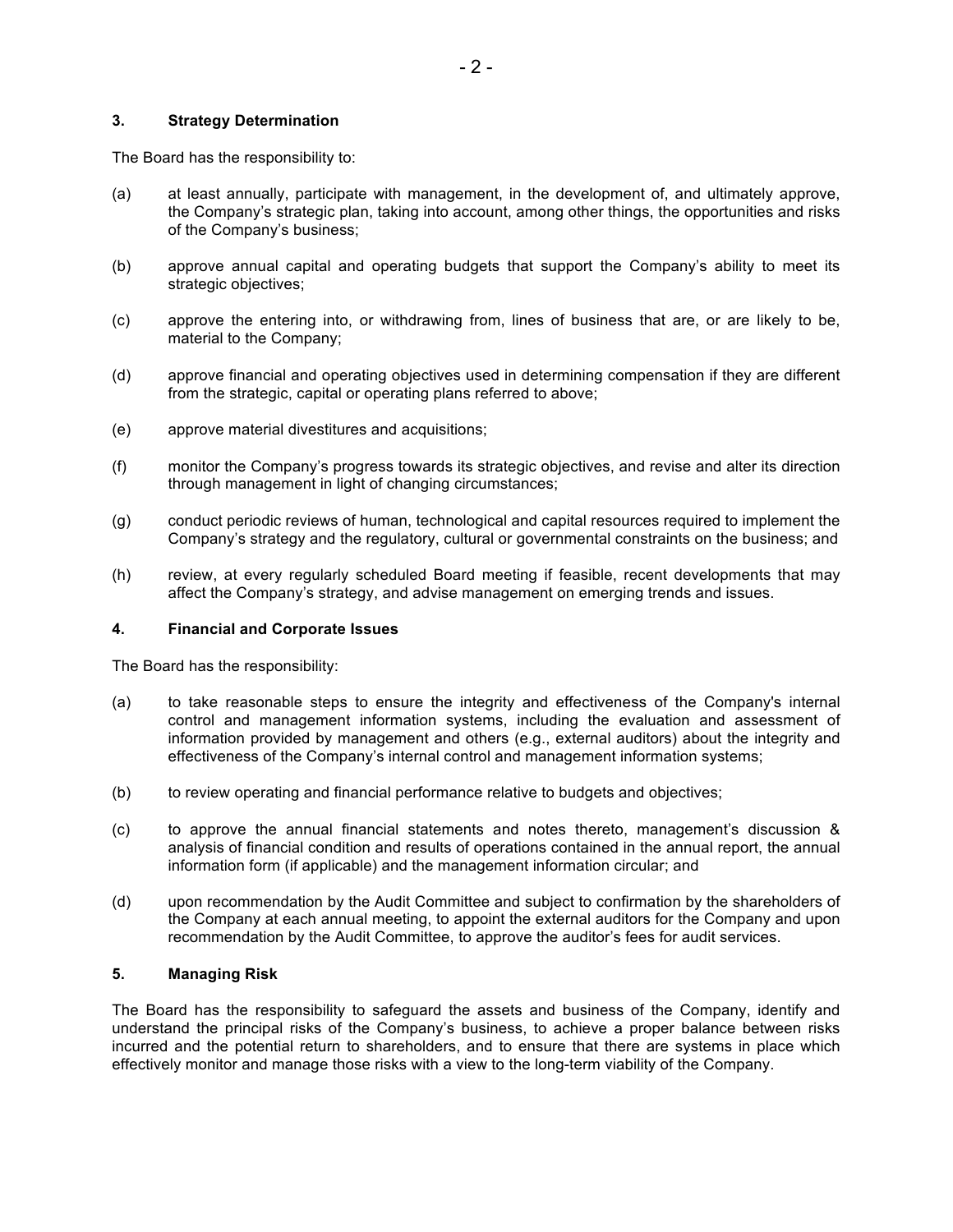### 3. Strategy Determination

The Board has the responsibility to:

(a) at least annually, participate with management, in the development of, and ultimately approve, the Company's strategic plan, taking into account, among other things, the opportunities and risks of the Company's business;

(b) approve annual capital and operating budgets that support the Company's ability to meet its strategic objectives;

(c) approve the entering into, or withdrawing from, lines of business that are, or are likely to be, material to the Company;

(d) approve financial and operating objectives used in determining compensation if they are different from the strategic, capital or operating plans referred to above;

(e) approve material divestitures and acquisitions;

(f) monitor the Company's progress towards its strategic objectives, and revise and alter its direction through management in light of changing circumstances;

(g) conduct periodic reviews of human, technological and capital resources required to implement the Company's strategy and the regulatory, cultural or governmental constraints on the business; and

(h) review, at every regularly scheduled Board meeting if feasible, recent developments that may affect the Company's strategy, and advise management on emerging trends and issues.

### 4. Financial and Corporate Issues

The Board has the responsibility:

(a) to take reasonable steps to ensure the integrity and effectiveness of the Company's internal control and management information systems, including the evaluation and assessment of information provided by management and others (e.g., external auditors) about the integrity and effectiveness of the Company's internal control and management information systems;

(b) to review operating and financial performance relative to budgets and objectives;

(c) to approve the annual financial statements and notes thereto, management's discussion & analysis of financial condition and results of operations contained in the annual report, the annual information form (if applicable) and the management information circular; and

(d) upon recommendation by the Audit Committee and subject to confirmation by the shareholders of the Company at each annual meeting, to appoint the external auditors for the Company and upon recommendation by the Audit Committee, to approve the auditor's fees for audit services.

### 5. Managing Risk

The Board has the responsibility to safeguard the assets and business of the Company, identify and understand the principal risks of the Company's business, to achieve a proper balance between risks incurred and the potential return to shareholders, and to ensure that there are systems in place which effectively monitor and manage those risks with a view to the long-term viability of the Company.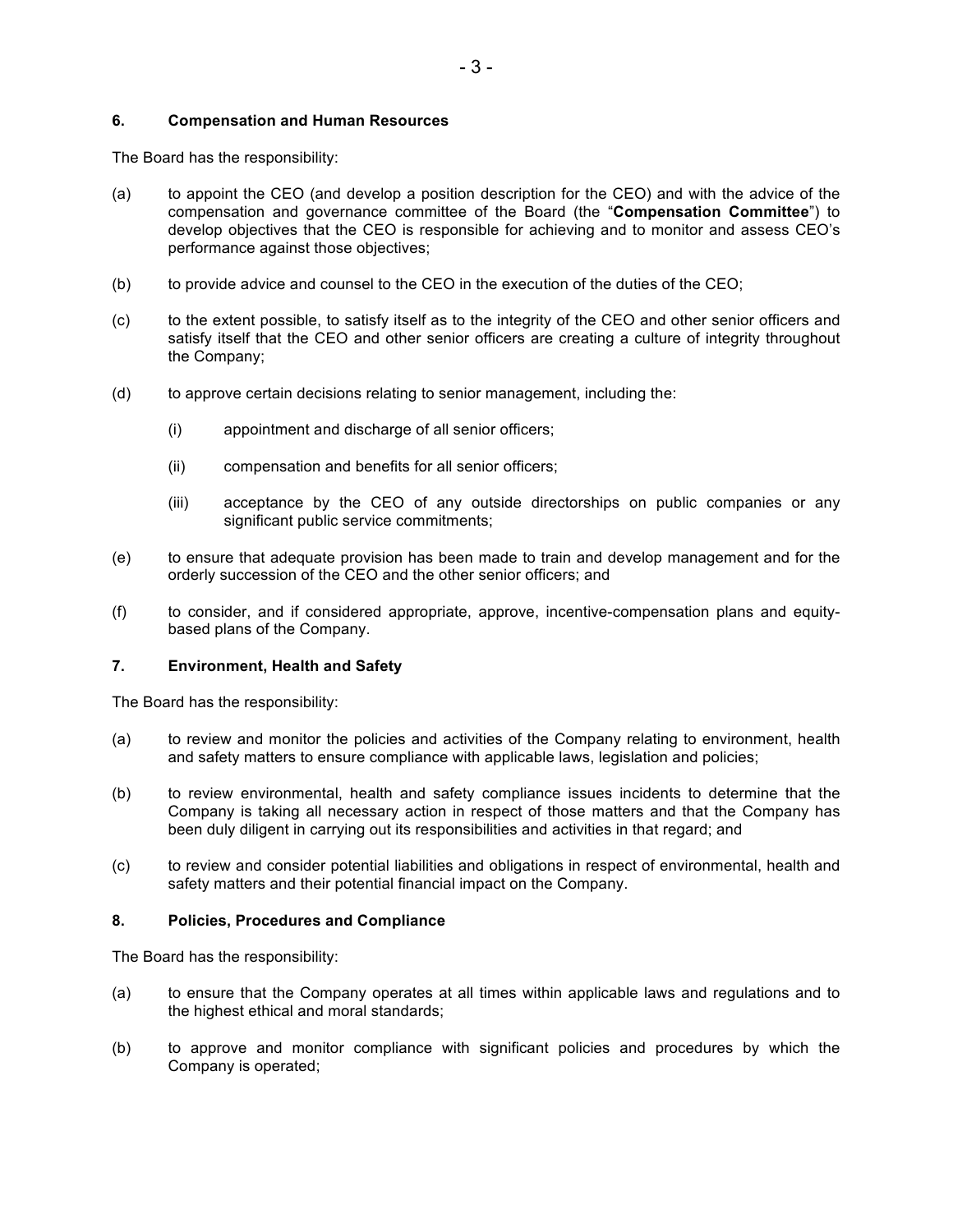**6. Compensation and Human Resources**

The Board has the responsibility:

(a) to appoint the CEO (and develop a position description for the CEO) and with the advice of the compensation and governance committee of the Board (the "**Compensation Committee**") to develop objectives that the CEO is responsible for achieving and to monitor and assess CEO's performance against those objectives;

(b) to provide advice and counsel to the CEO in the execution of the duties of the CEO;

(c) to the extent possible, to satisfy itself as to the integrity of the CEO and other senior officers and satisfy itself that the CEO and other senior officers are creating a culture of integrity throughout the Company;

(d) to approve certain decisions relating to senior management, including the:

  (i) appointment and discharge of all senior officers;

  (ii) compensation and benefits for all senior officers;

  (iii) acceptance by the CEO of any outside directorships on public companies or any significant public service commitments;

(e) to ensure that adequate provision has been made to train and develop management and for the orderly succession of the CEO and the other senior officers; and

(f) to consider, and if considered appropriate, approve, incentive-compensation plans and equity-based plans of the Company.

**7. Environment, Health and Safety**

The Board has the responsibility:

(a) to review and monitor the policies and activities of the Company relating to environment, health and safety matters to ensure compliance with applicable laws, legislation and policies;

(b) to review environmental, health and safety compliance issues incidents to determine that the Company is taking all necessary action in respect of those matters and that the Company has been duly diligent in carrying out its responsibilities and activities in that regard; and

(c) to review and consider potential liabilities and obligations in respect of environmental, health and safety matters and their potential financial impact on the Company.

**8. Policies, Procedures and Compliance**

The Board has the responsibility:

(a) to ensure that the Company operates at all times within applicable laws and regulations and to the highest ethical and moral standards;

(b) to approve and monitor compliance with significant policies and procedures by which the Company is operated;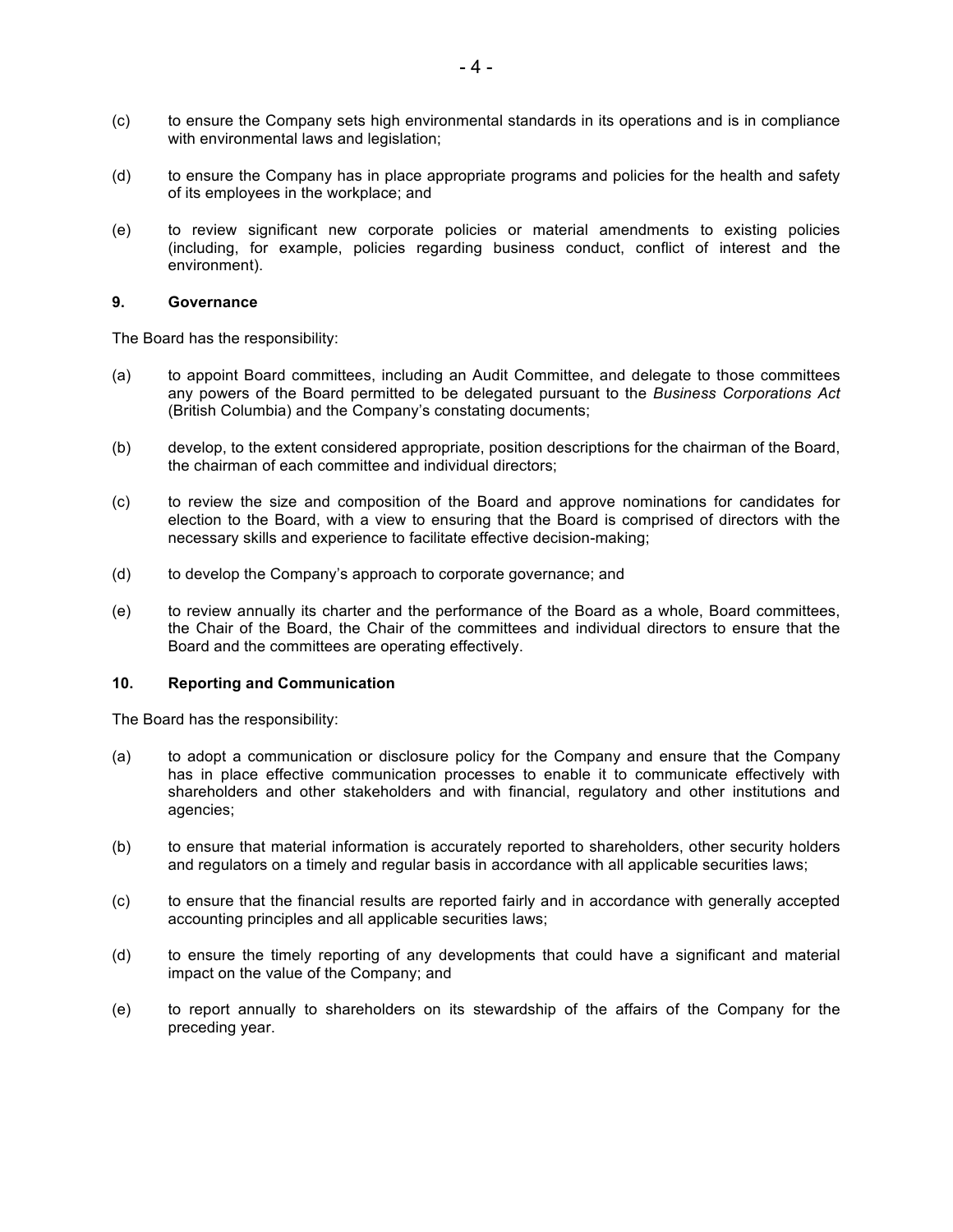(c) to ensure the Company sets high environmental standards in its operations and is in compliance with environmental laws and legislation;

(d) to ensure the Company has in place appropriate programs and policies for the health and safety of its employees in the workplace; and

(e) to review significant new corporate policies or material amendments to existing policies (including, for example, policies regarding business conduct, conflict of interest and the environment).

**9. Governance**

The Board has the responsibility:

(a) to appoint Board committees, including an Audit Committee, and delegate to those committees any powers of the Board permitted to be delegated pursuant to the *Business Corporations Act* (British Columbia) and the Company's constating documents;

(b) develop, to the extent considered appropriate, position descriptions for the chairman of the Board, the chairman of each committee and individual directors;

(c) to review the size and composition of the Board and approve nominations for candidates for election to the Board, with a view to ensuring that the Board is comprised of directors with the necessary skills and experience to facilitate effective decision-making;

(d) to develop the Company's approach to corporate governance; and

(e) to review annually its charter and the performance of the Board as a whole, Board committees, the Chair of the Board, the Chair of the committees and individual directors to ensure that the Board and the committees are operating effectively.

**10. Reporting and Communication**

The Board has the responsibility:

(a) to adopt a communication or disclosure policy for the Company and ensure that the Company has in place effective communication processes to enable it to communicate effectively with shareholders and other stakeholders and with financial, regulatory and other institutions and agencies;

(b) to ensure that material information is accurately reported to shareholders, other security holders and regulators on a timely and regular basis in accordance with all applicable securities laws;

(c) to ensure that the financial results are reported fairly and in accordance with generally accepted accounting principles and all applicable securities laws;

(d) to ensure the timely reporting of any developments that could have a significant and material impact on the value of the Company; and

(e) to report annually to shareholders on its stewardship of the affairs of the Company for the preceding year.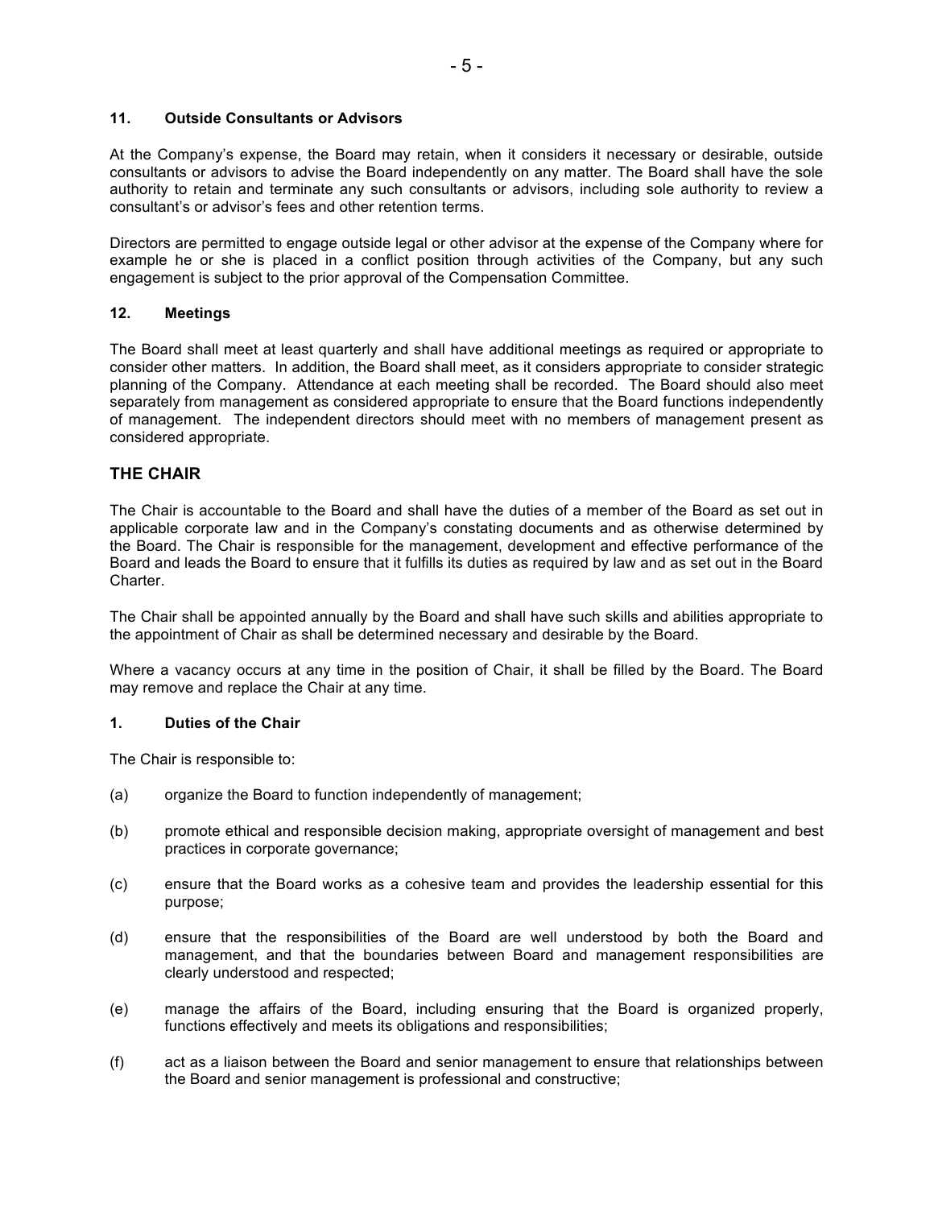#### 11. Outside Consultants or Advisors

At the Company's expense, the Board may retain, when it considers it necessary or desirable, outside consultants or advisors to advise the Board independently on any matter. The Board shall have the sole authority to retain and terminate any such consultants or advisors, including sole authority to review a consultant's or advisor's fees and other retention terms.

Directors are permitted to engage outside legal or other advisor at the expense of the Company where for example he or she is placed in a conflict position through activities of the Company, but any such engagement is subject to the prior approval of the Compensation Committee.

#### 12. Meetings

The Board shall meet at least quarterly and shall have additional meetings as required or appropriate to consider other matters. In addition, the Board shall meet, as it considers appropriate to consider strategic planning of the Company. Attendance at each meeting shall be recorded. The Board should also meet separately from management as considered appropriate to ensure that the Board functions independently of management. The independent directors should meet with no members of management present as considered appropriate.

## THE CHAIR

The Chair is accountable to the Board and shall have the duties of a member of the Board as set out in applicable corporate law and in the Company's constating documents and as otherwise determined by the Board. The Chair is responsible for the management, development and effective performance of the Board and leads the Board to ensure that it fulfills its duties as required by law and as set out in the Board Charter.

The Chair shall be appointed annually by the Board and shall have such skills and abilities appropriate to the appointment of Chair as shall be determined necessary and desirable by the Board.

Where a vacancy occurs at any time in the position of Chair, it shall be filled by the Board. The Board may remove and replace the Chair at any time.

#### 1. Duties of the Chair

The Chair is responsible to:

(a) organize the Board to function independently of management;

(b) promote ethical and responsible decision making, appropriate oversight of management and best practices in corporate governance;

(c) ensure that the Board works as a cohesive team and provides the leadership essential for this purpose;

(d) ensure that the responsibilities of the Board are well understood by both the Board and management, and that the boundaries between Board and management responsibilities are clearly understood and respected;

(e) manage the affairs of the Board, including ensuring that the Board is organized properly, functions effectively and meets its obligations and responsibilities;

(f) act as a liaison between the Board and senior management to ensure that relationships between the Board and senior management is professional and constructive;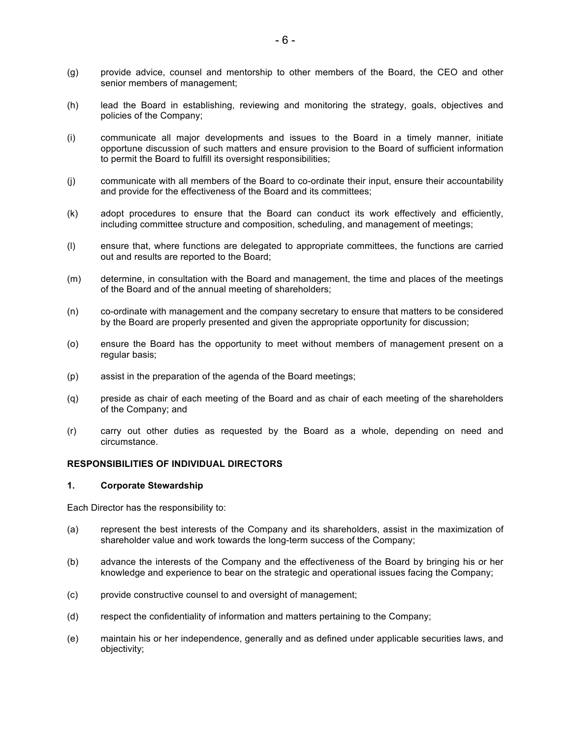(g) provide advice, counsel and mentorship to other members of the Board, the CEO and other senior members of management;

(h) lead the Board in establishing, reviewing and monitoring the strategy, goals, objectives and policies of the Company;

(i) communicate all major developments and issues to the Board in a timely manner, initiate opportune discussion of such matters and ensure provision to the Board of sufficient information to permit the Board to fulfill its oversight responsibilities;

(j) communicate with all members of the Board to co-ordinate their input, ensure their accountability and provide for the effectiveness of the Board and its committees;

(k) adopt procedures to ensure that the Board can conduct its work effectively and efficiently, including committee structure and composition, scheduling, and management of meetings;

(l) ensure that, where functions are delegated to appropriate committees, the functions are carried out and results are reported to the Board;

(m) determine, in consultation with the Board and management, the time and places of the meetings of the Board and of the annual meeting of shareholders;

(n) co-ordinate with management and the company secretary to ensure that matters to be considered by the Board are properly presented and given the appropriate opportunity for discussion;

(o) ensure the Board has the opportunity to meet without members of management present on a regular basis;

(p) assist in the preparation of the agenda of the Board meetings;

(q) preside as chair of each meeting of the Board and as chair of each meeting of the shareholders of the Company; and

(r) carry out other duties as requested by the Board as a whole, depending on need and circumstance.

## RESPONSIBILITIES OF INDIVIDUAL DIRECTORS

### 1. Corporate Stewardship

Each Director has the responsibility to:

(a) represent the best interests of the Company and its shareholders, assist in the maximization of shareholder value and work towards the long-term success of the Company;

(b) advance the interests of the Company and the effectiveness of the Board by bringing his or her knowledge and experience to bear on the strategic and operational issues facing the Company;

(c) provide constructive counsel to and oversight of management;

(d) respect the confidentiality of information and matters pertaining to the Company;

(e) maintain his or her independence, generally and as defined under applicable securities laws, and objectivity;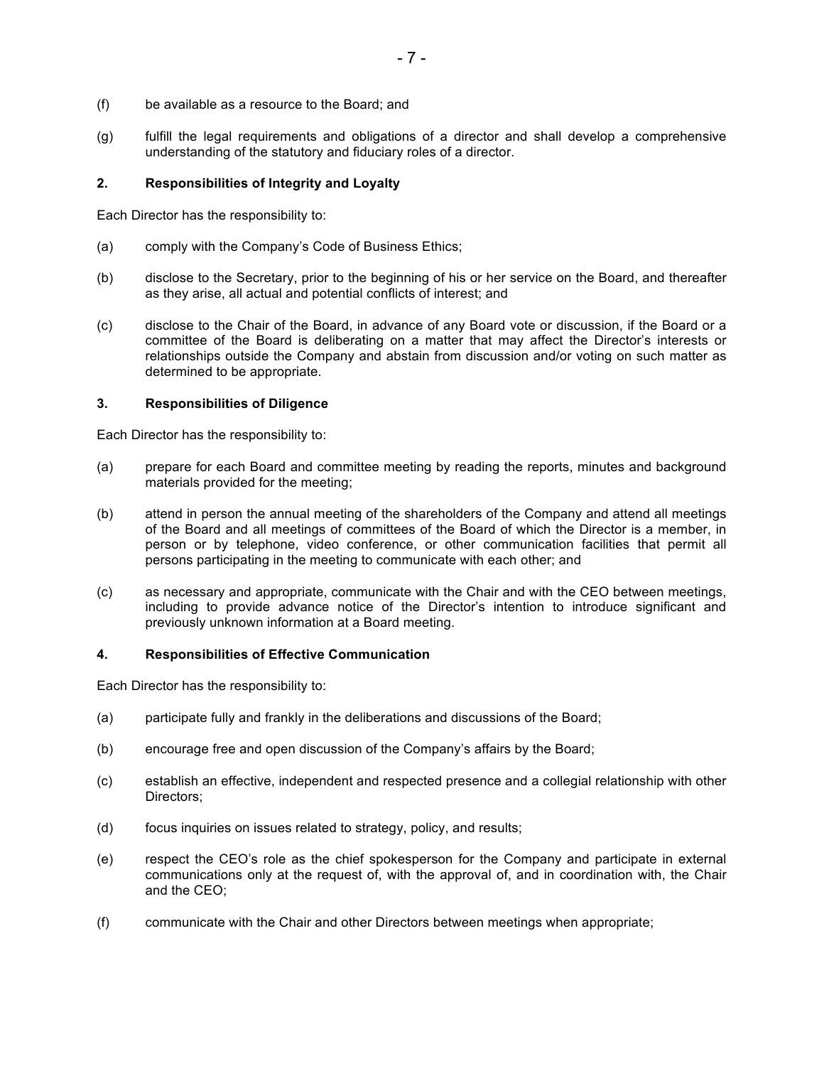(f) be available as a resource to the Board; and

(g) fulfill the legal requirements and obligations of a director and shall develop a comprehensive understanding of the statutory and fiduciary roles of a director.

### 2. Responsibilities of Integrity and Loyalty

Each Director has the responsibility to:

(a) comply with the Company's Code of Business Ethics;

(b) disclose to the Secretary, prior to the beginning of his or her service on the Board, and thereafter as they arise, all actual and potential conflicts of interest; and

(c) disclose to the Chair of the Board, in advance of any Board vote or discussion, if the Board or a committee of the Board is deliberating on a matter that may affect the Director's interests or relationships outside the Company and abstain from discussion and/or voting on such matter as determined to be appropriate.

### 3. Responsibilities of Diligence

Each Director has the responsibility to:

(a) prepare for each Board and committee meeting by reading the reports, minutes and background materials provided for the meeting;

(b) attend in person the annual meeting of the shareholders of the Company and attend all meetings of the Board and all meetings of committees of the Board of which the Director is a member, in person or by telephone, video conference, or other communication facilities that permit all persons participating in the meeting to communicate with each other; and

(c) as necessary and appropriate, communicate with the Chair and with the CEO between meetings, including to provide advance notice of the Director's intention to introduce significant and previously unknown information at a Board meeting.

### 4. Responsibilities of Effective Communication

Each Director has the responsibility to:

(a) participate fully and frankly in the deliberations and discussions of the Board;

(b) encourage free and open discussion of the Company's affairs by the Board;

(c) establish an effective, independent and respected presence and a collegial relationship with other Directors;

(d) focus inquiries on issues related to strategy, policy, and results;

(e) respect the CEO's role as the chief spokesperson for the Company and participate in external communications only at the request of, with the approval of, and in coordination with, the Chair and the CEO;

(f) communicate with the Chair and other Directors between meetings when appropriate;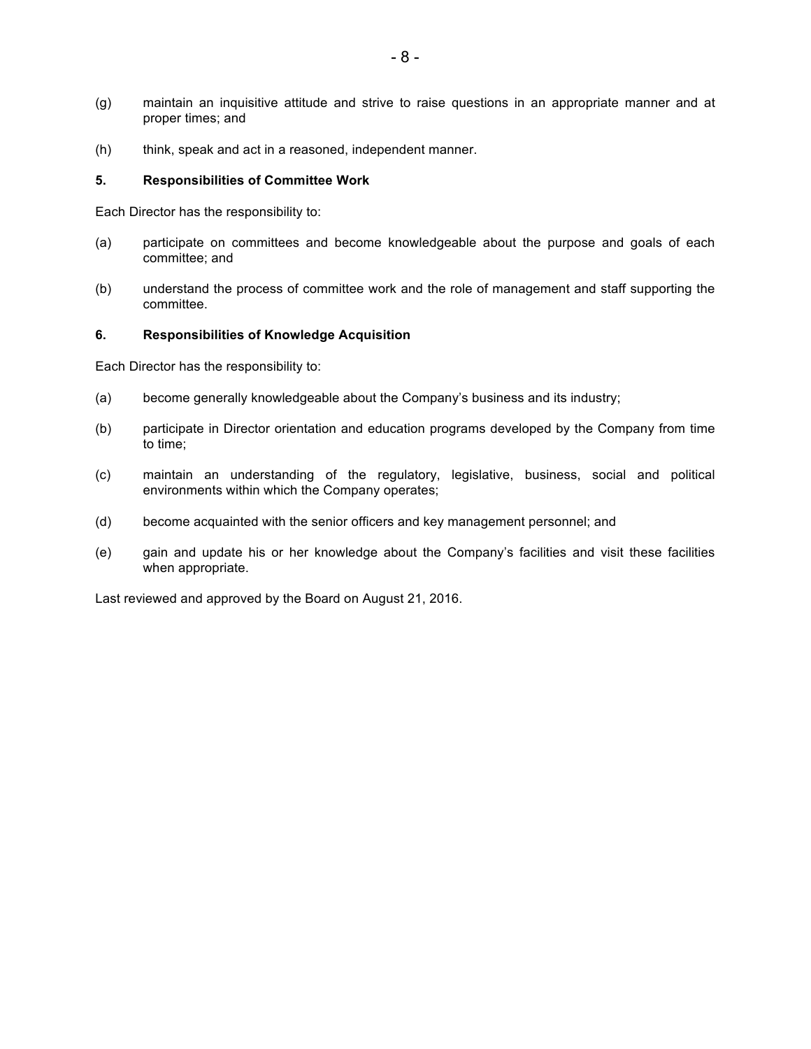(g) maintain an inquisitive attitude and strive to raise questions in an appropriate manner and at proper times; and

(h) think, speak and act in a reasoned, independent manner.

**5. Responsibilities of Committee Work**

Each Director has the responsibility to:

(a) participate on committees and become knowledgeable about the purpose and goals of each committee; and

(b) understand the process of committee work and the role of management and staff supporting the committee.

**6. Responsibilities of Knowledge Acquisition**

Each Director has the responsibility to:

(a) become generally knowledgeable about the Company's business and its industry;

(b) participate in Director orientation and education programs developed by the Company from time to time;

(c) maintain an understanding of the regulatory, legislative, business, social and political environments within which the Company operates;

(d) become acquainted with the senior officers and key management personnel; and

(e) gain and update his or her knowledge about the Company's facilities and visit these facilities when appropriate.

Last reviewed and approved by the Board on August 21, 2016.